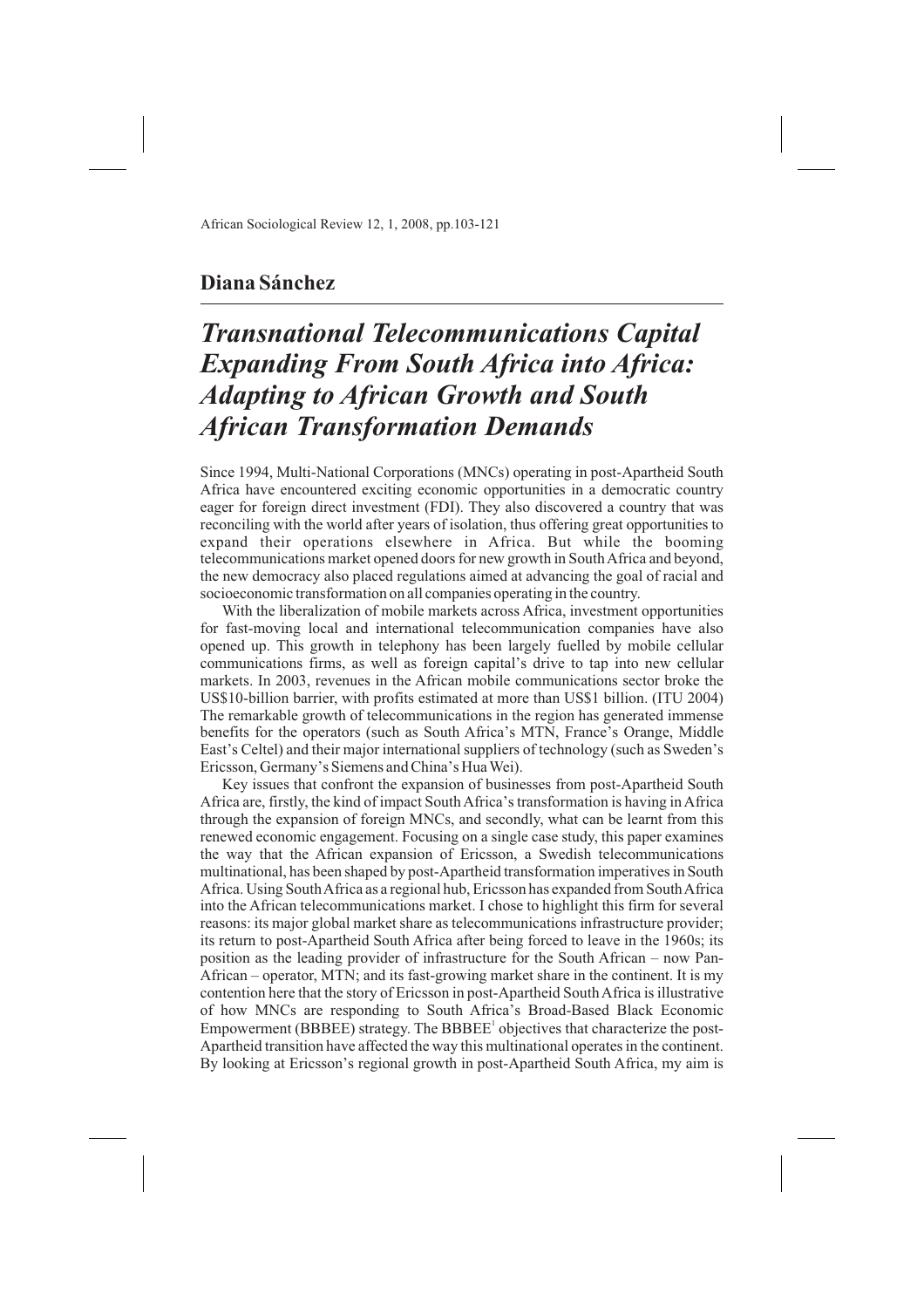**Diana Sánchez**

# *Transnational Telecommunications Capital Expanding From South Africa into Africa: Adapting to African Growth and South African Transformation Demands*

Since 1994, Multi-National Corporations (MNCs) operating in post-Apartheid South Africa have encountered exciting economic opportunities in a democratic country eager for foreign direct investment (FDI). They also discovered a country that was reconciling with the world after years of isolation, thus offering great opportunities to expand their operations elsewhere in Africa. But while the booming telecommunications market opened doors for new growth in South Africa and beyond, the new democracy also placed regulations aimed at advancing the goal of racial and socioeconomic transformation on all companies operating in the country.

With the liberalization of mobile markets across Africa, investment opportunities for fast-moving local and international telecommunication companies have also opened up. This growth in telephony has been largely fuelled by mobile cellular communications firms, as well as foreign capital's drive to tap into new cellular markets. In 2003, revenues in the African mobile communications sector broke the US$10-billion barrier, with profits estimated at more than US$1 billion. (ITU 2004) The remarkable growth of telecommunications in the region has generated immense benefits for the operators (such as South Africa's MTN, France's Orange, Middle East's Celtel) and their major international suppliers of technology (such as Sweden's Ericsson, Germany's Siemens and China's Hua Wei).

Key issues that confront the expansion of businesses from post-Apartheid South Africa are, firstly, the kind of impact South Africa's transformation is having in Africa through the expansion of foreign MNCs, and secondly, what can be learnt from this renewed economic engagement. Focusing on a single case study, this paper examines the way that the African expansion of Ericsson, a Swedish telecommunications multinational, has been shaped by post-Apartheid transformation imperatives in South Africa. Using South Africa as a regional hub, Ericsson has expanded from South Africa into the African telecommunications market. I chose to highlight this firm for several reasons: its major global market share as telecommunications infrastructure provider; its return to post-Apartheid South Africa after being forced to leave in the 1960s; its position as the leading provider of infrastructure for the South African – now Pan-African – operator, MTN; and its fast-growing market share in the continent. It is my contention here that the story of Ericsson in post-Apartheid South Africa is illustrative of how MNCs are responding to South Africa's Broad-Based Black Economic Empowerment (BBBEE) strategy. The BBBEE[1] objectives that characterize the post-Apartheid transition have affected the way this multinational operates in the continent. By looking at Ericsson's regional growth in post-Apartheid South Africa, my aim is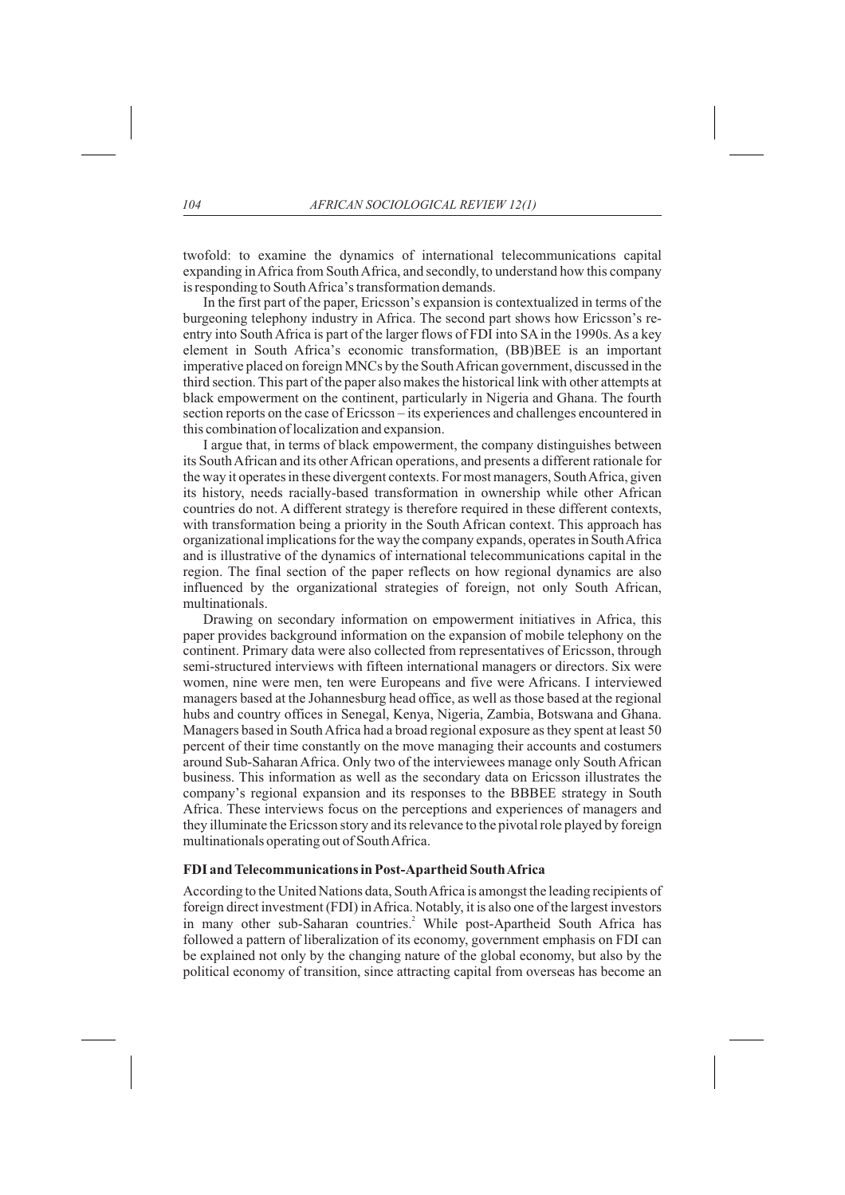twofold: to examine the dynamics of international telecommunications capital expanding in Africa from South Africa, and secondly, to understand how this company is responding to South Africa's transformation demands.

In the first part of the paper, Ericsson's expansion is contextualized in terms of the burgeoning telephony industry in Africa. The second part shows how Ericsson's re-entry into South Africa is part of the larger flows of FDI into SA in the 1990s. As a key element in South Africa's economic transformation, (BB)BEE is an important imperative placed on foreign MNCs by the South African government, discussed in the third section. This part of the paper also makes the historical link with other attempts at black empowerment on the continent, particularly in Nigeria and Ghana. The fourth section reports on the case of Ericsson – its experiences and challenges encountered in this combination of localization and expansion.

I argue that, in terms of black empowerment, the company distinguishes between its South African and its other African operations, and presents a different rationale for the way it operates in these divergent contexts. For most managers, South Africa, given its history, needs racially-based transformation in ownership while other African countries do not. A different strategy is therefore required in these different contexts, with transformation being a priority in the South African context. This approach has organizational implications for the way the company expands, operates in South Africa and is illustrative of the dynamics of international telecommunications capital in the region. The final section of the paper reflects on how regional dynamics are also influenced by the organizational strategies of foreign, not only South African, multinationals.

Drawing on secondary information on empowerment initiatives in Africa, this paper provides background information on the expansion of mobile telephony on the continent. Primary data were also collected from representatives of Ericsson, through semi-structured interviews with fifteen international managers or directors. Six were women, nine were men, ten were Europeans and five were Africans. I interviewed managers based at the Johannesburg head office, as well as those based at the regional hubs and country offices in Senegal, Kenya, Nigeria, Zambia, Botswana and Ghana. Managers based in South Africa had a broad regional exposure as they spent at least 50 percent of their time constantly on the move managing their accounts and costumers around Sub-Saharan Africa. Only two of the interviewees manage only South African business. This information as well as the secondary data on Ericsson illustrates the company's regional expansion and its responses to the BBBEE strategy in South Africa. These interviews focus on the perceptions and experiences of managers and they illuminate the Ericsson story and its relevance to the pivotal role played by foreign multinationals operating out of South Africa.

## FDI and Telecommunications in Post-Apartheid South Africa

According to the United Nations data, South Africa is amongst the leading recipients of foreign direct investment (FDI) in Africa. Notably, it is also one of the largest investors in many other sub-Saharan countries.[2] While post-Apartheid South Africa has followed a pattern of liberalization of its economy, government emphasis on FDI can be explained not only by the changing nature of the global economy, but also by the political economy of transition, since attracting capital from overseas has become an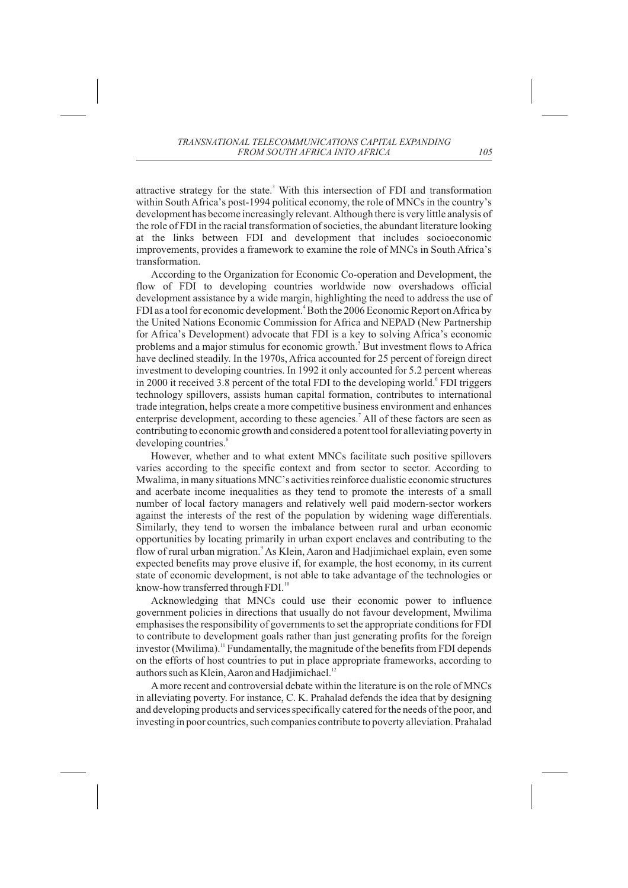attractive strategy for the state.[3] With this intersection of FDI and transformation within South Africa's post-1994 political economy, the role of MNCs in the country's development has become increasingly relevant. Although there is very little analysis of the role of FDI in the racial transformation of societies, the abundant literature looking at the links between FDI and development that includes socioeconomic improvements, provides a framework to examine the role of MNCs in South Africa's transformation.

According to the Organization for Economic Co-operation and Development, the flow of FDI to developing countries worldwide now overshadows official development assistance by a wide margin, highlighting the need to address the use of FDI as a tool for economic development.[4] Both the 2006 Economic Report on Africa by the United Nations Economic Commission for Africa and NEPAD (New Partnership for Africa's Development) advocate that FDI is a key to solving Africa's economic problems and a major stimulus for economic growth.[5] But investment flows to Africa have declined steadily. In the 1970s, Africa accounted for 25 percent of foreign direct investment to developing countries. In 1992 it only accounted for 5.2 percent whereas in 2000 it received 3.8 percent of the total FDI to the developing world.[6] FDI triggers technology spillovers, assists human capital formation, contributes to international trade integration, helps create a more competitive business environment and enhances enterprise development, according to these agencies.[7] All of these factors are seen as contributing to economic growth and considered a potent tool for alleviating poverty in developing countries.[8]

However, whether and to what extent MNCs facilitate such positive spillovers varies according to the specific context and from sector to sector. According to Mwalima, in many situations MNC's activities reinforce dualistic economic structures and acerbate income inequalities as they tend to promote the interests of a small number of local factory managers and relatively well paid modern-sector workers against the interests of the rest of the population by widening wage differentials. Similarly, they tend to worsen the imbalance between rural and urban economic opportunities by locating primarily in urban export enclaves and contributing to the flow of rural urban migration.[9] As Klein, Aaron and Hadjimichael explain, even some expected benefits may prove elusive if, for example, the host economy, in its current state of economic development, is not able to take advantage of the technologies or know-how transferred through FDI.[10]

Acknowledging that MNCs could use their economic power to influence government policies in directions that usually do not favour development, Mwilima emphasises the responsibility of governments to set the appropriate conditions for FDI to contribute to development goals rather than just generating profits for the foreign investor (Mwilima).[11] Fundamentally, the magnitude of the benefits from FDI depends on the efforts of host countries to put in place appropriate frameworks, according to authors such as Klein, Aaron and Hadjimichael.[12]

A more recent and controversial debate within the literature is on the role of MNCs in alleviating poverty. For instance, C. K. Prahalad defends the idea that by designing and developing products and services specifically catered for the needs of the poor, and investing in poor countries, such companies contribute to poverty alleviation. Prahalad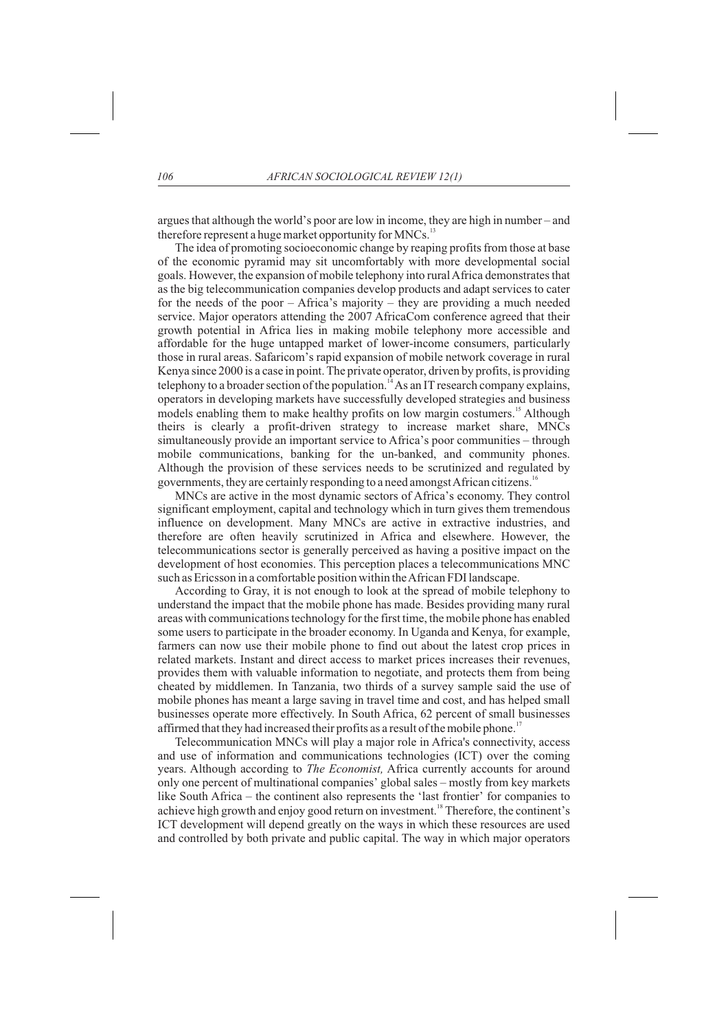argues that although the world's poor are low in income, they are high in number – and therefore represent a huge market opportunity for MNCs.[13]

The idea of promoting socioeconomic change by reaping profits from those at base of the economic pyramid may sit uncomfortably with more developmental social goals. However, the expansion of mobile telephony into rural Africa demonstrates that as the big telecommunication companies develop products and adapt services to cater for the needs of the poor – Africa's majority – they are providing a much needed service. Major operators attending the 2007 AfricaCom conference agreed that their growth potential in Africa lies in making mobile telephony more accessible and affordable for the huge untapped market of lower-income consumers, particularly those in rural areas. Safaricom's rapid expansion of mobile network coverage in rural Kenya since 2000 is a case in point. The private operator, driven by profits, is providing telephony to a broader section of the population.[14] As an IT research company explains, operators in developing markets have successfully developed strategies and business models enabling them to make healthy profits on low margin costumers.[15] Although theirs is clearly a profit-driven strategy to increase market share, MNCs simultaneously provide an important service to Africa's poor communities – through mobile communications, banking for the un-banked, and community phones. Although the provision of these services needs to be scrutinized and regulated by governments, they are certainly responding to a need amongst African citizens.[16]

MNCs are active in the most dynamic sectors of Africa's economy. They control significant employment, capital and technology which in turn gives them tremendous influence on development. Many MNCs are active in extractive industries, and therefore are often heavily scrutinized in Africa and elsewhere. However, the telecommunications sector is generally perceived as having a positive impact on the development of host economies. This perception places a telecommunications MNC such as Ericsson in a comfortable position within the African FDI landscape.

According to Gray, it is not enough to look at the spread of mobile telephony to understand the impact that the mobile phone has made. Besides providing many rural areas with communications technology for the first time, the mobile phone has enabled some users to participate in the broader economy. In Uganda and Kenya, for example, farmers can now use their mobile phone to find out about the latest crop prices in related markets. Instant and direct access to market prices increases their revenues, provides them with valuable information to negotiate, and protects them from being cheated by middlemen. In Tanzania, two thirds of a survey sample said the use of mobile phones has meant a large saving in travel time and cost, and has helped small businesses operate more effectively. In South Africa, 62 percent of small businesses affirmed that they had increased their profits as a result of the mobile phone.[17]

Telecommunication MNCs will play a major role in Africa's connectivity, access and use of information and communications technologies (ICT) over the coming years. Although according to *The Economist,* Africa currently accounts for around only one percent of multinational companies' global sales – mostly from key markets like South Africa – the continent also represents the 'last frontier' for companies to achieve high growth and enjoy good return on investment.[18] Therefore, the continent's ICT development will depend greatly on the ways in which these resources are used and controlled by both private and public capital. The way in which major operators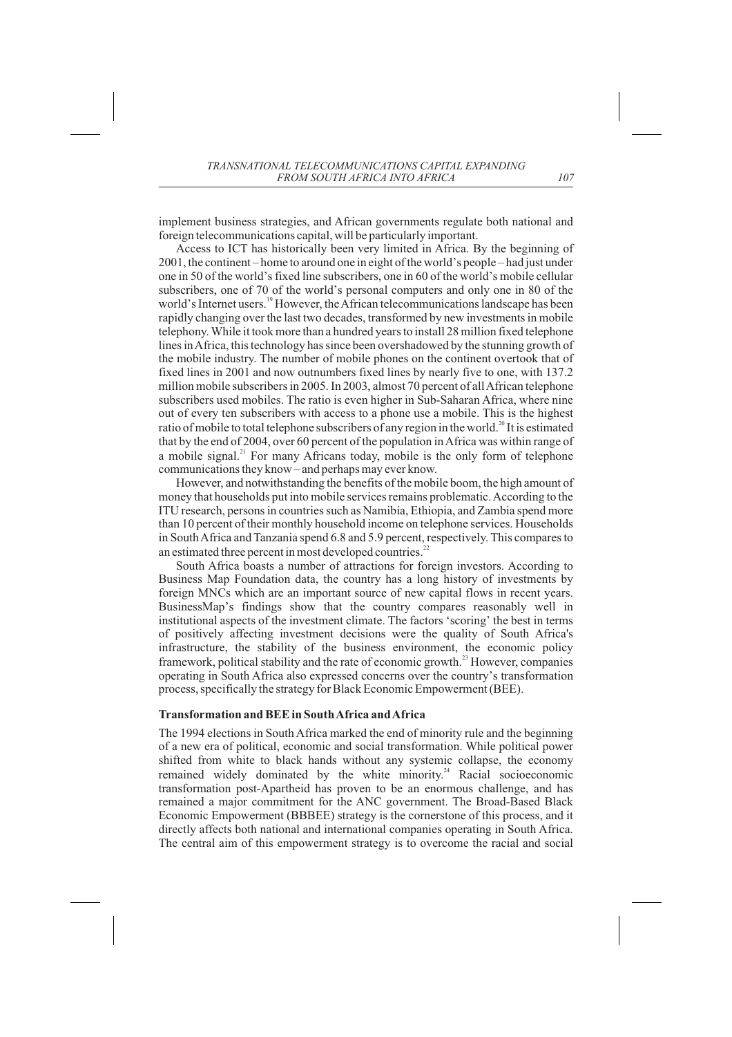implement business strategies, and African governments regulate both national and foreign telecommunications capital, will be particularly important.

Access to ICT has historically been very limited in Africa. By the beginning of 2001, the continent – home to around one in eight of the world's people – had just under one in 50 of the world's fixed line subscribers, one in 60 of the world's mobile cellular subscribers, one of 70 of the world's personal computers and only one in 80 of the world's Internet users.[19] However, the African telecommunications landscape has been rapidly changing over the last two decades, transformed by new investments in mobile telephony. While it took more than a hundred years to install 28 million fixed telephone lines in Africa, this technology has since been overshadowed by the stunning growth of the mobile industry. The number of mobile phones on the continent overtook that of fixed lines in 2001 and now outnumbers fixed lines by nearly five to one, with 137.2 million mobile subscribers in 2005. In 2003, almost 70 percent of all African telephone subscribers used mobiles. The ratio is even higher in Sub-Saharan Africa, where nine out of every ten subscribers with access to a phone use a mobile. This is the highest ratio of mobile to total telephone subscribers of any region in the world.[20] It is estimated that by the end of 2004, over 60 percent of the population in Africa was within range of a mobile signal.[21] For many Africans today, mobile is the only form of telephone communications they know – and perhaps may ever know.

However, and notwithstanding the benefits of the mobile boom, the high amount of money that households put into mobile services remains problematic. According to the ITU research, persons in countries such as Namibia, Ethiopia, and Zambia spend more than 10 percent of their monthly household income on telephone services. Households in South Africa and Tanzania spend 6.8 and 5.9 percent, respectively. This compares to an estimated three percent in most developed countries.[22]

South Africa boasts a number of attractions for foreign investors. According to Business Map Foundation data, the country has a long history of investments by foreign MNCs which are an important source of new capital flows in recent years. BusinessMap's findings show that the country compares reasonably well in institutional aspects of the investment climate. The factors 'scoring' the best in terms of positively affecting investment decisions were the quality of South Africa's infrastructure, the stability of the business environment, the economic policy framework, political stability and the rate of economic growth.[23] However, companies operating in South Africa also expressed concerns over the country's transformation process, specifically the strategy for Black Economic Empowerment (BEE).

## Transformation and BEE in South Africa and Africa

The 1994 elections in South Africa marked the end of minority rule and the beginning of a new era of political, economic and social transformation. While political power shifted from white to black hands without any systemic collapse, the economy remained widely dominated by the white minority.[24] Racial socioeconomic transformation post-Apartheid has proven to be an enormous challenge, and has remained a major commitment for the ANC government. The Broad-Based Black Economic Empowerment (BBBEE) strategy is the cornerstone of this process, and it directly affects both national and international companies operating in South Africa. The central aim of this empowerment strategy is to overcome the racial and social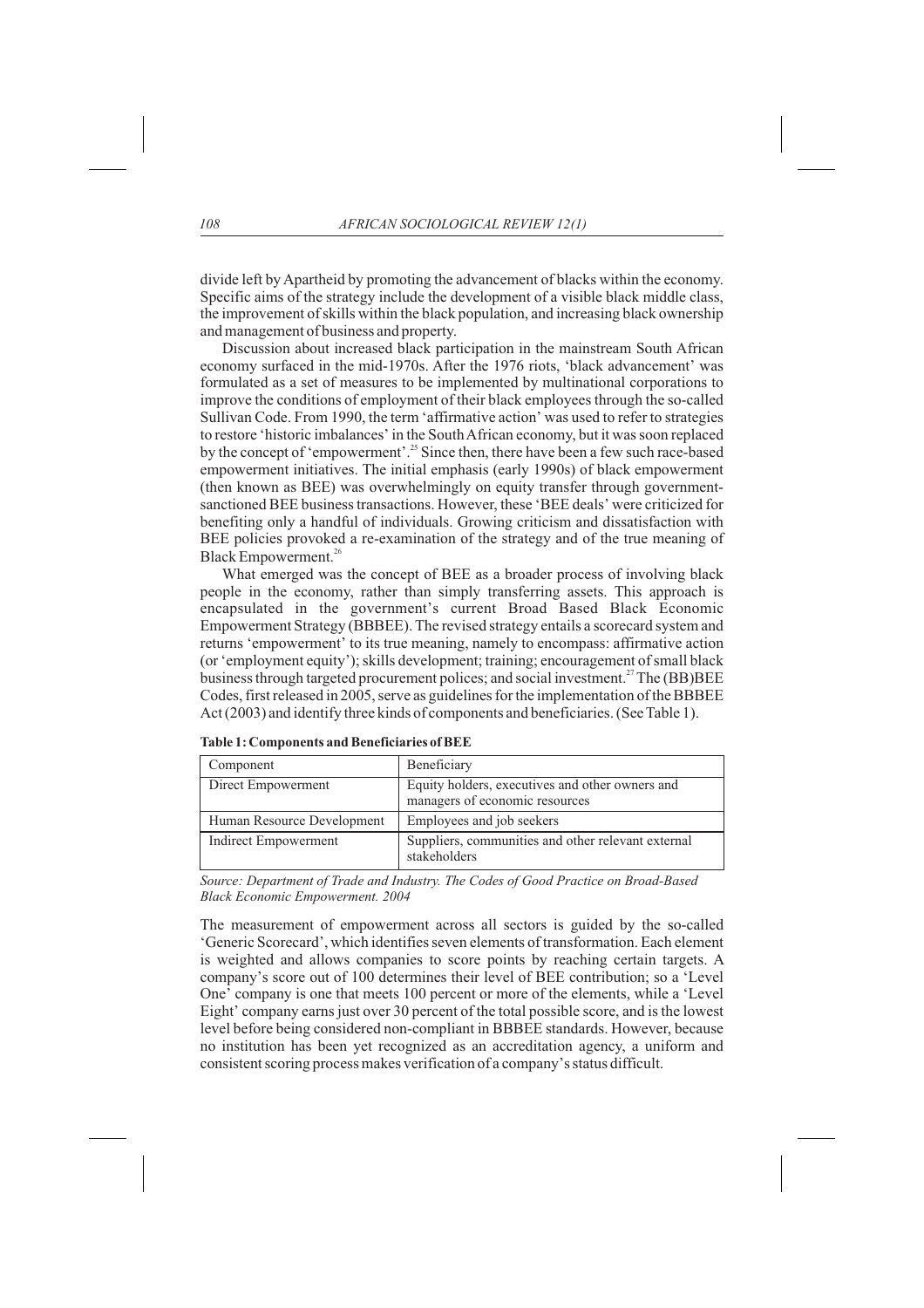divide left by Apartheid by promoting the advancement of blacks within the economy. Specific aims of the strategy include the development of a visible black middle class, the improvement of skills within the black population, and increasing black ownership and management of business and property.

Discussion about increased black participation in the mainstream South African economy surfaced in the mid-1970s. After the 1976 riots, 'black advancement' was formulated as a set of measures to be implemented by multinational corporations to improve the conditions of employment of their black employees through the so-called Sullivan Code. From 1990, the term 'affirmative action' was used to refer to strategies to restore 'historic imbalances' in the South African economy, but it was soon replaced by the concept of 'empowerment'.[25] Since then, there have been a few such race-based empowerment initiatives. The initial emphasis (early 1990s) of black empowerment (then known as BEE) was overwhelmingly on equity transfer through government-sanctioned BEE business transactions. However, these 'BEE deals' were criticized for benefiting only a handful of individuals. Growing criticism and dissatisfaction with BEE policies provoked a re-examination of the strategy and of the true meaning of Black Empowerment.[26]

What emerged was the concept of BEE as a broader process of involving black people in the economy, rather than simply transferring assets. This approach is encapsulated in the government's current Broad Based Black Economic Empowerment Strategy (BBBEE). The revised strategy entails a scorecard system and returns 'empowerment' to its true meaning, namely to encompass: affirmative action (or 'employment equity'); skills development; training; encouragement of small black business through targeted procurement polices; and social investment.[27] The (BB)BEE Codes, first released in 2005, serve as guidelines for the implementation of the BBBEE Act (2003) and identify three kinds of components and beneficiaries. (See Table 1).

**Table 1: Components and Beneficiaries of BEE**

| Component | Beneficiary |
|---|---|
| Direct Empowerment | Equity holders, executives and other owners and managers of economic resources |
| Human Resource Development | Employees and job seekers |
| Indirect Empowerment | Suppliers, communities and other relevant external stakeholders |

*Source: Department of Trade and Industry. The Codes of Good Practice on Broad-Based Black Economic Empowerment. 2004*

The measurement of empowerment across all sectors is guided by the so-called 'Generic Scorecard', which identifies seven elements of transformation. Each element is weighted and allows companies to score points by reaching certain targets. A company's score out of 100 determines their level of BEE contribution; so a 'Level One' company is one that meets 100 percent or more of the elements, while a 'Level Eight' company earns just over 30 percent of the total possible score, and is the lowest level before being considered non-compliant in BBBEE standards. However, because no institution has been yet recognized as an accreditation agency, a uniform and consistent scoring process makes verification of a company's status difficult.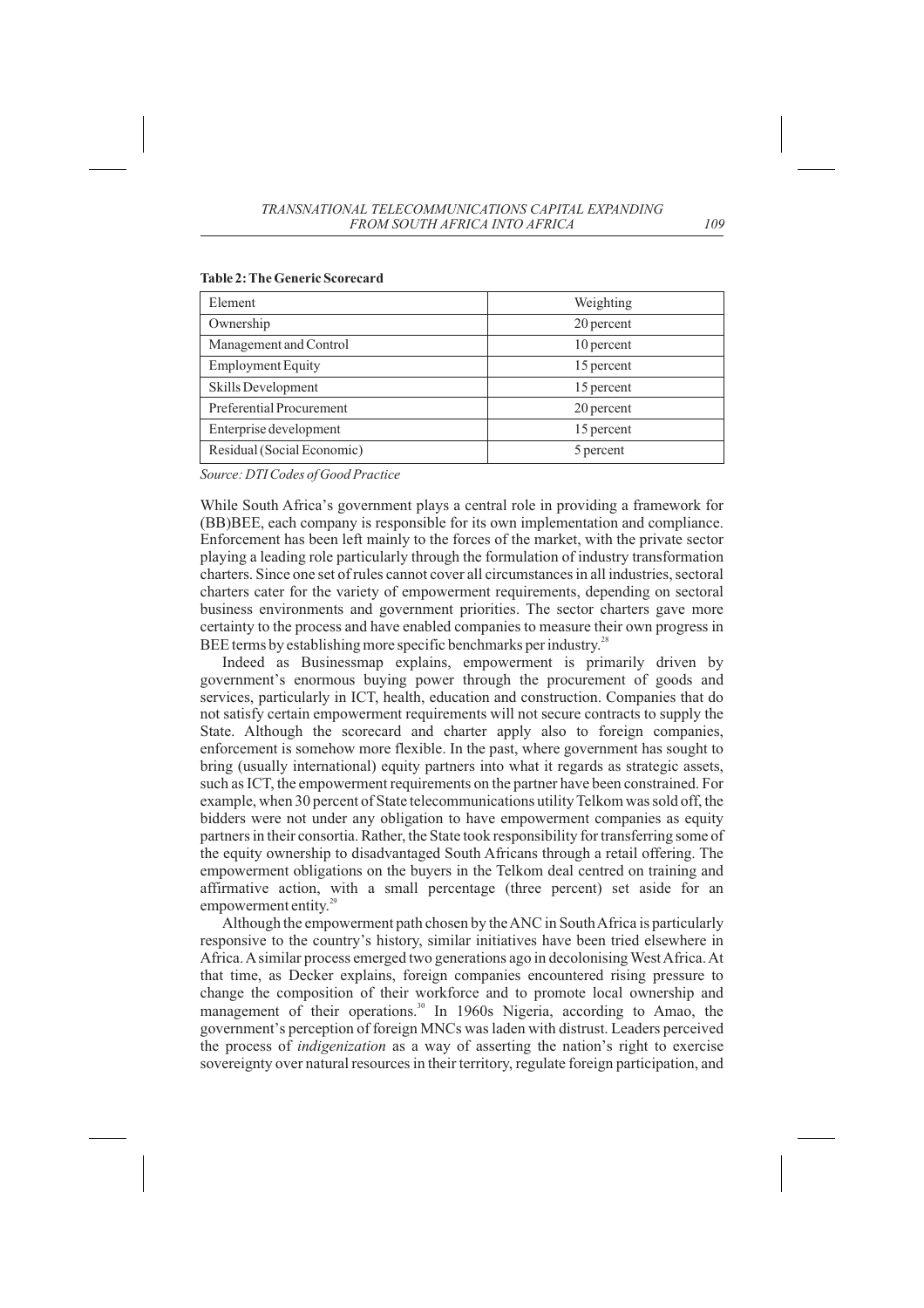**Table 2: The Generic Scorecard**

| Element | Weighting |
|---|---|
| Ownership | 20 percent |
| Management and Control | 10 percent |
| Employment Equity | 15 percent |
| Skills Development | 15 percent |
| Preferential Procurement | 20 percent |
| Enterprise development | 15 percent |
| Residual (Social Economic) | 5 percent |

*Source: DTI Codes of Good Practice*

While South Africa's government plays a central role in providing a framework for (BB)BEE, each company is responsible for its own implementation and compliance. Enforcement has been left mainly to the forces of the market, with the private sector playing a leading role particularly through the formulation of industry transformation charters. Since one set of rules cannot cover all circumstances in all industries, sectoral charters cater for the variety of empowerment requirements, depending on sectoral business environments and government priorities. The sector charters gave more certainty to the process and have enabled companies to measure their own progress in BEE terms by establishing more specific benchmarks per industry.[28]

Indeed as Businessmap explains, empowerment is primarily driven by government's enormous buying power through the procurement of goods and services, particularly in ICT, health, education and construction. Companies that do not satisfy certain empowerment requirements will not secure contracts to supply the State. Although the scorecard and charter apply also to foreign companies, enforcement is somehow more flexible. In the past, where government has sought to bring (usually international) equity partners into what it regards as strategic assets, such as ICT, the empowerment requirements on the partner have been constrained. For example, when 30 percent of State telecommunications utility Telkom was sold off, the bidders were not under any obligation to have empowerment companies as equity partners in their consortia. Rather, the State took responsibility for transferring some of the equity ownership to disadvantaged South Africans through a retail offering. The empowerment obligations on the buyers in the Telkom deal centred on training and affirmative action, with a small percentage (three percent) set aside for an empowerment entity.[29]

Although the empowerment path chosen by the ANC in South Africa is particularly responsive to the country's history, similar initiatives have been tried elsewhere in Africa. A similar process emerged two generations ago in decolonising West Africa. At that time, as Decker explains, foreign companies encountered rising pressure to change the composition of their workforce and to promote local ownership and management of their operations.[30] In 1960s Nigeria, according to Amao, the government's perception of foreign MNCs was laden with distrust. Leaders perceived the process of *indigenization* as a way of asserting the nation's right to exercise sovereignty over natural resources in their territory, regulate foreign participation, and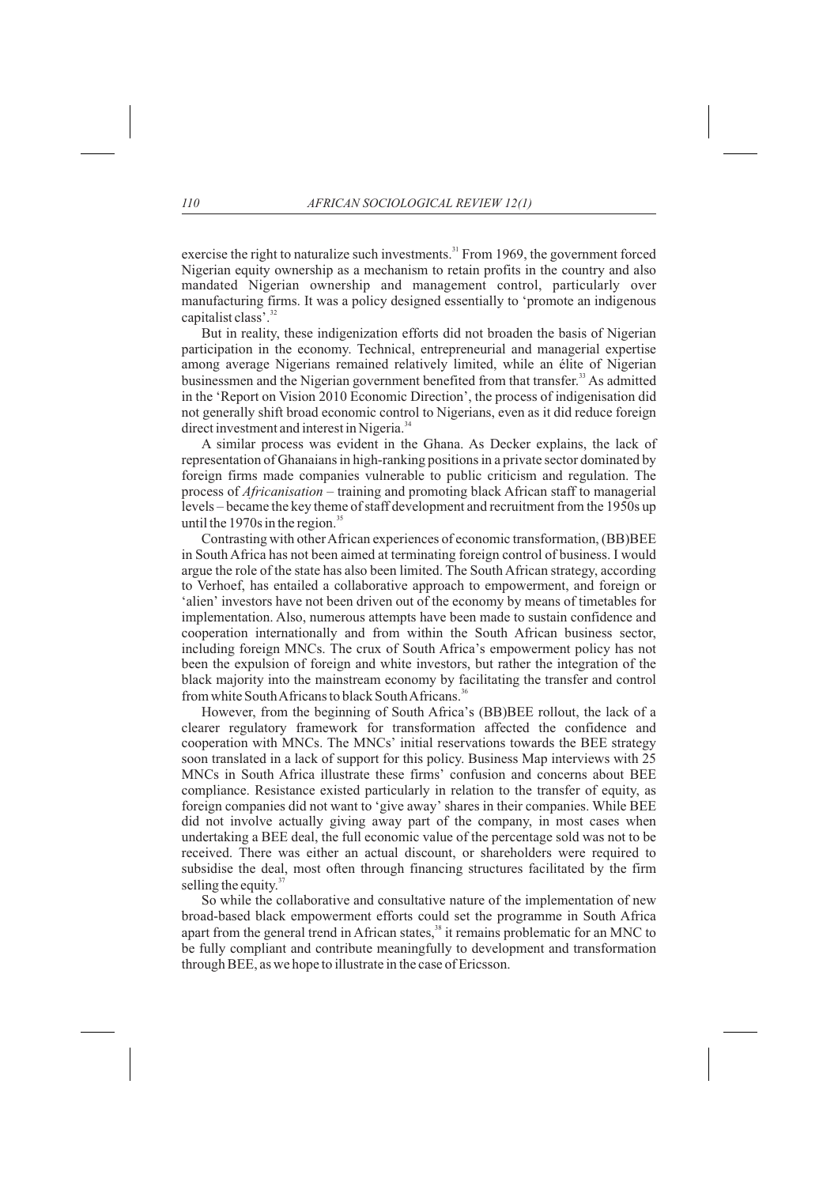exercise the right to naturalize such investments.[31] From 1969, the government forced Nigerian equity ownership as a mechanism to retain profits in the country and also mandated Nigerian ownership and management control, particularly over manufacturing firms. It was a policy designed essentially to 'promote an indigenous capitalist class'.[32]

But in reality, these indigenization efforts did not broaden the basis of Nigerian participation in the economy. Technical, entrepreneurial and managerial expertise among average Nigerians remained relatively limited, while an élite of Nigerian businessmen and the Nigerian government benefited from that transfer.[33] As admitted in the 'Report on Vision 2010 Economic Direction', the process of indigenisation did not generally shift broad economic control to Nigerians, even as it did reduce foreign direct investment and interest in Nigeria.[34]

A similar process was evident in the Ghana. As Decker explains, the lack of representation of Ghanaians in high-ranking positions in a private sector dominated by foreign firms made companies vulnerable to public criticism and regulation. The process of *Africanisation* – training and promoting black African staff to managerial levels – became the key theme of staff development and recruitment from the 1950s up until the 1970s in the region.[35]

Contrasting with other African experiences of economic transformation, (BB)BEE in South Africa has not been aimed at terminating foreign control of business. I would argue the role of the state has also been limited. The South African strategy, according to Verhoef, has entailed a collaborative approach to empowerment, and foreign or 'alien' investors have not been driven out of the economy by means of timetables for implementation. Also, numerous attempts have been made to sustain confidence and cooperation internationally and from within the South African business sector, including foreign MNCs. The crux of South Africa's empowerment policy has not been the expulsion of foreign and white investors, but rather the integration of the black majority into the mainstream economy by facilitating the transfer and control from white South Africans to black South Africans.[36]

However, from the beginning of South Africa's (BB)BEE rollout, the lack of a clearer regulatory framework for transformation affected the confidence and cooperation with MNCs. The MNCs' initial reservations towards the BEE strategy soon translated in a lack of support for this policy. Business Map interviews with 25 MNCs in South Africa illustrate these firms' confusion and concerns about BEE compliance. Resistance existed particularly in relation to the transfer of equity, as foreign companies did not want to 'give away' shares in their companies. While BEE did not involve actually giving away part of the company, in most cases when undertaking a BEE deal, the full economic value of the percentage sold was not to be received. There was either an actual discount, or shareholders were required to subsidise the deal, most often through financing structures facilitated by the firm selling the equity.[37]

So while the collaborative and consultative nature of the implementation of new broad-based black empowerment efforts could set the programme in South Africa apart from the general trend in African states,[38] it remains problematic for an MNC to be fully compliant and contribute meaningfully to development and transformation through BEE, as we hope to illustrate in the case of Ericsson.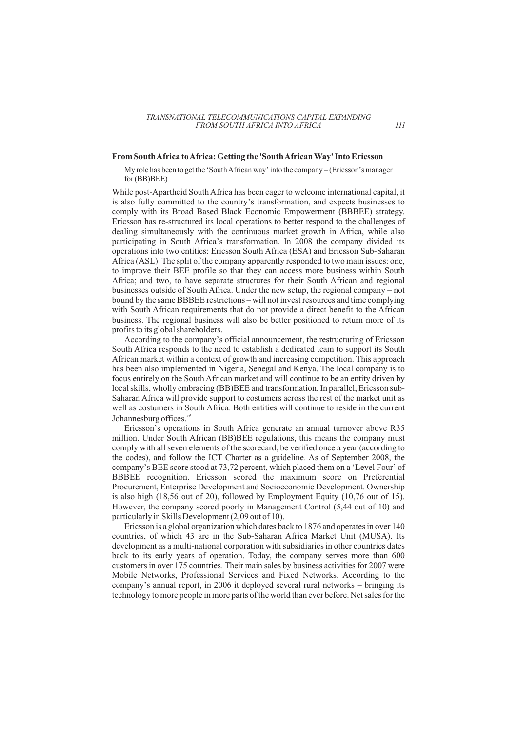### From South Africa to Africa: Getting the 'South African Way' Into Ericsson

> My role has been to get the 'South African way' into the company – (Ericsson's manager for (BB)BEE)

While post-Apartheid South Africa has been eager to welcome international capital, it is also fully committed to the country's transformation, and expects businesses to comply with its Broad Based Black Economic Empowerment (BBBEE) strategy. Ericsson has re-structured its local operations to better respond to the challenges of dealing simultaneously with the continuous market growth in Africa, while also participating in South Africa's transformation. In 2008 the company divided its operations into two entities: Ericsson South Africa (ESA) and Ericsson Sub-Saharan Africa (ASL). The split of the company apparently responded to two main issues: one, to improve their BEE profile so that they can access more business within South Africa; and two, to have separate structures for their South African and regional businesses outside of South Africa. Under the new setup, the regional company – not bound by the same BBBEE restrictions – will not invest resources and time complying with South African requirements that do not provide a direct benefit to the African business. The regional business will also be better positioned to return more of its profits to its global shareholders.

According to the company's official announcement, the restructuring of Ericsson South Africa responds to the need to establish a dedicated team to support its South African market within a context of growth and increasing competition. This approach has been also implemented in Nigeria, Senegal and Kenya. The local company is to focus entirely on the South African market and will continue to be an entity driven by local skills, wholly embracing (BB)BEE and transformation. In parallel, Ericsson sub-Saharan Africa will provide support to costumers across the rest of the market unit as well as costumers in South Africa. Both entities will continue to reside in the current Johannesburg offices.[39]

Ericsson's operations in South Africa generate an annual turnover above R35 million. Under South African (BB)BEE regulations, this means the company must comply with all seven elements of the scorecard, be verified once a year (according to the codes), and follow the ICT Charter as a guideline. As of September 2008, the company's BEE score stood at 73,72 percent, which placed them on a 'Level Four' of BBBEE recognition. Ericsson scored the maximum score on Preferential Procurement, Enterprise Development and Socioeconomic Development. Ownership is also high (18,56 out of 20), followed by Employment Equity (10,76 out of 15). However, the company scored poorly in Management Control (5,44 out of 10) and particularly in Skills Development (2,09 out of 10).

Ericsson is a global organization which dates back to 1876 and operates in over 140 countries, of which 43 are in the Sub-Saharan Africa Market Unit (MUSA). Its development as a multi-national corporation with subsidiaries in other countries dates back to its early years of operation. Today, the company serves more than 600 customers in over 175 countries. Their main sales by business activities for 2007 were Mobile Networks, Professional Services and Fixed Networks. According to the company's annual report, in 2006 it deployed several rural networks – bringing its technology to more people in more parts of the world than ever before. Net sales for the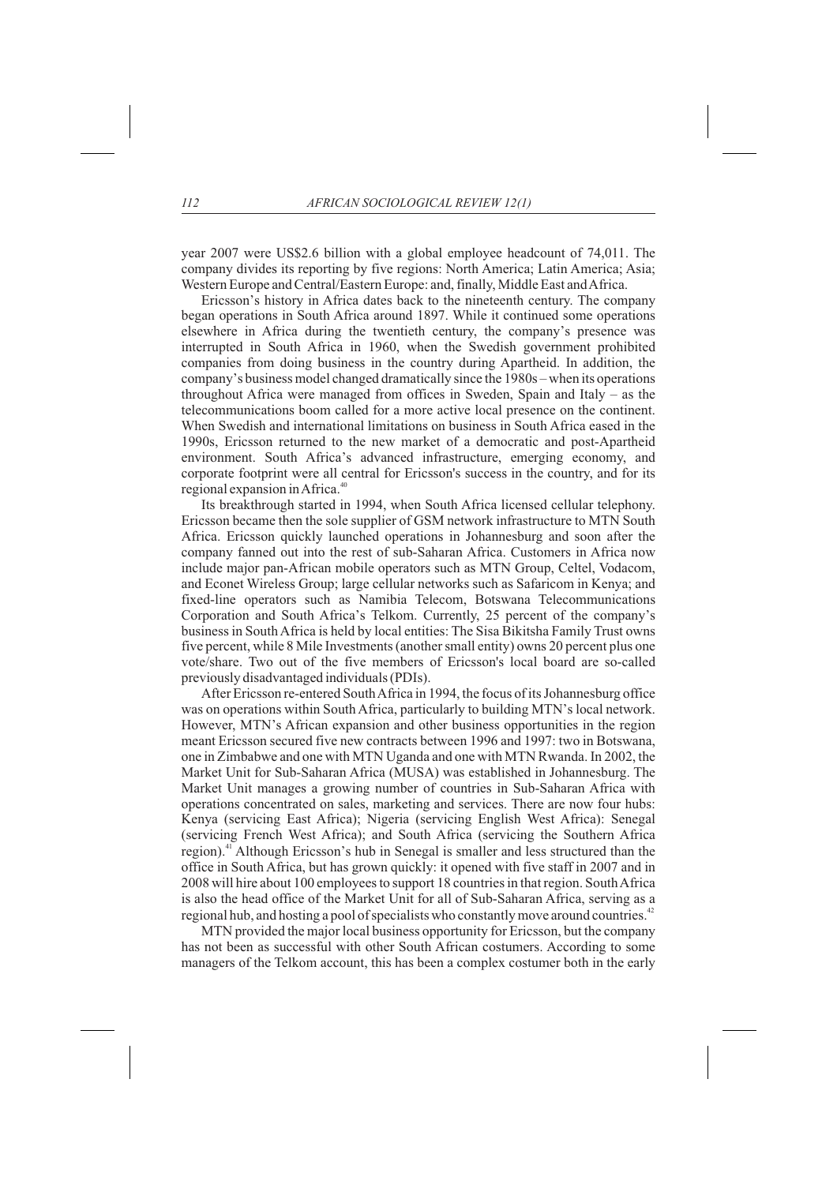year 2007 were US$2.6 billion with a global employee headcount of 74,011. The company divides its reporting by five regions: North America; Latin America; Asia; Western Europe and Central/Eastern Europe: and, finally, Middle East and Africa.

Ericsson's history in Africa dates back to the nineteenth century. The company began operations in South Africa around 1897. While it continued some operations elsewhere in Africa during the twentieth century, the company's presence was interrupted in South Africa in 1960, when the Swedish government prohibited companies from doing business in the country during Apartheid. In addition, the company's business model changed dramatically since the 1980s – when its operations throughout Africa were managed from offices in Sweden, Spain and Italy – as the telecommunications boom called for a more active local presence on the continent. When Swedish and international limitations on business in South Africa eased in the 1990s, Ericsson returned to the new market of a democratic and post-Apartheid environment. South Africa's advanced infrastructure, emerging economy, and corporate footprint were all central for Ericsson's success in the country, and for its regional expansion in Africa.[40]

Its breakthrough started in 1994, when South Africa licensed cellular telephony. Ericsson became then the sole supplier of GSM network infrastructure to MTN South Africa. Ericsson quickly launched operations in Johannesburg and soon after the company fanned out into the rest of sub-Saharan Africa. Customers in Africa now include major pan-African mobile operators such as MTN Group, Celtel, Vodacom, and Econet Wireless Group; large cellular networks such as Safaricom in Kenya; and fixed-line operators such as Namibia Telecom, Botswana Telecommunications Corporation and South Africa's Telkom. Currently, 25 percent of the company's business in South Africa is held by local entities: The Sisa Bikitsha Family Trust owns five percent, while 8 Mile Investments (another small entity) owns 20 percent plus one vote/share. Two out of the five members of Ericsson's local board are so-called previously disadvantaged individuals (PDIs).

After Ericsson re-entered South Africa in 1994, the focus of its Johannesburg office was on operations within South Africa, particularly to building MTN's local network. However, MTN's African expansion and other business opportunities in the region meant Ericsson secured five new contracts between 1996 and 1997: two in Botswana, one in Zimbabwe and one with MTN Uganda and one with MTN Rwanda. In 2002, the Market Unit for Sub-Saharan Africa (MUSA) was established in Johannesburg. The Market Unit manages a growing number of countries in Sub-Saharan Africa with operations concentrated on sales, marketing and services. There are now four hubs: Kenya (servicing East Africa); Nigeria (servicing English West Africa): Senegal (servicing French West Africa); and South Africa (servicing the Southern Africa region).[41] Although Ericsson's hub in Senegal is smaller and less structured than the office in South Africa, but has grown quickly: it opened with five staff in 2007 and in 2008 will hire about 100 employees to support 18 countries in that region. South Africa is also the head office of the Market Unit for all of Sub-Saharan Africa, serving as a regional hub, and hosting a pool of specialists who constantly move around countries.[42]

MTN provided the major local business opportunity for Ericsson, but the company has not been as successful with other South African costumers. According to some managers of the Telkom account, this has been a complex costumer both in the early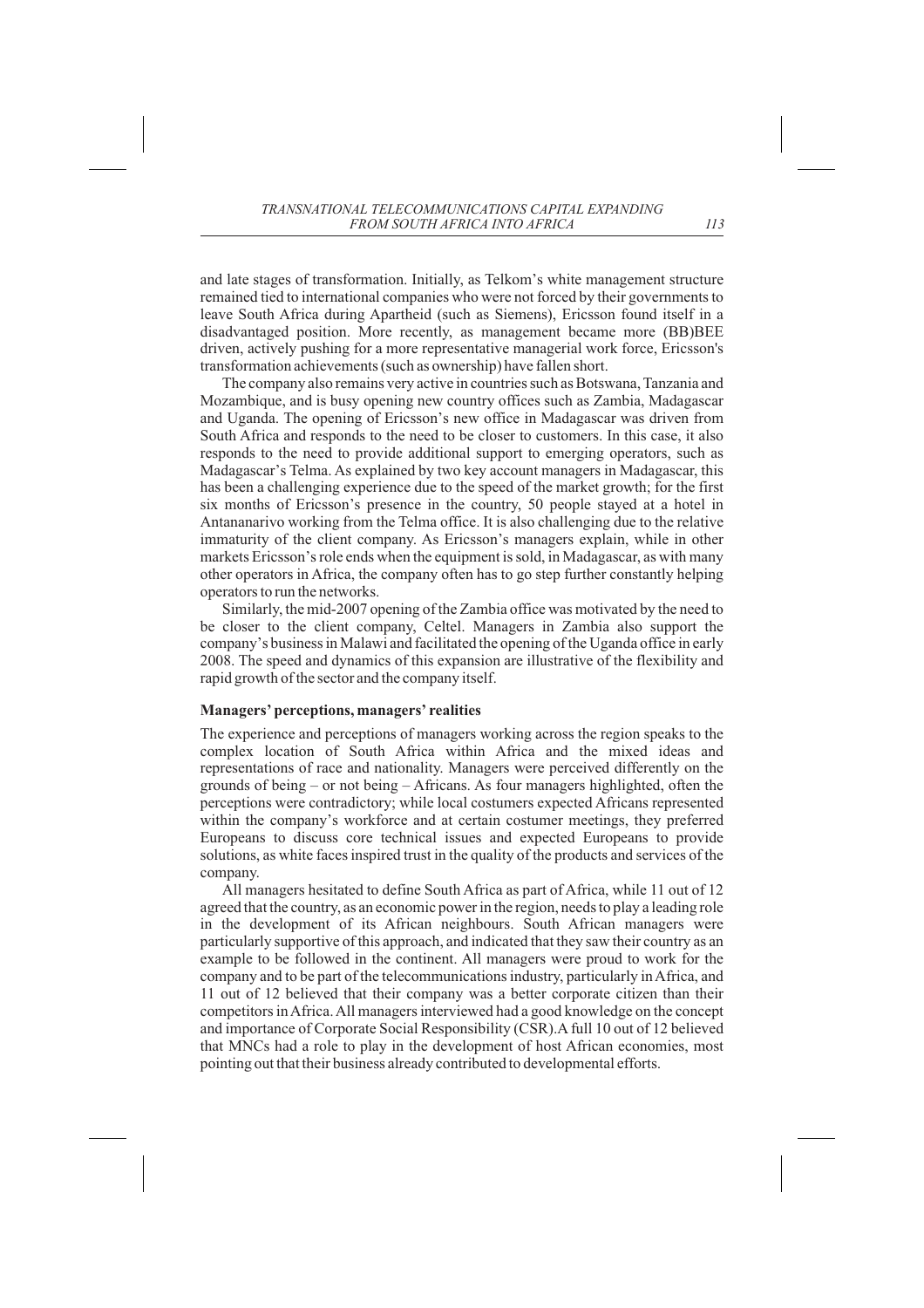and late stages of transformation. Initially, as Telkom's white management structure remained tied to international companies who were not forced by their governments to leave South Africa during Apartheid (such as Siemens), Ericsson found itself in a disadvantaged position. More recently, as management became more (BB)BEE driven, actively pushing for a more representative managerial work force, Ericsson's transformation achievements (such as ownership) have fallen short.

The company also remains very active in countries such as Botswana, Tanzania and Mozambique, and is busy opening new country offices such as Zambia, Madagascar and Uganda. The opening of Ericsson's new office in Madagascar was driven from South Africa and responds to the need to be closer to customers. In this case, it also responds to the need to provide additional support to emerging operators, such as Madagascar's Telma. As explained by two key account managers in Madagascar, this has been a challenging experience due to the speed of the market growth; for the first six months of Ericsson's presence in the country, 50 people stayed at a hotel in Antananarivo working from the Telma office. It is also challenging due to the relative immaturity of the client company. As Ericsson's managers explain, while in other markets Ericsson's role ends when the equipment is sold, in Madagascar, as with many other operators in Africa, the company often has to go step further constantly helping operators to run the networks.

Similarly, the mid-2007 opening of the Zambia office was motivated by the need to be closer to the client company, Celtel. Managers in Zambia also support the company's business in Malawi and facilitated the opening of the Uganda office in early 2008. The speed and dynamics of this expansion are illustrative of the flexibility and rapid growth of the sector and the company itself.

### Managers' perceptions, managers' realities

The experience and perceptions of managers working across the region speaks to the complex location of South Africa within Africa and the mixed ideas and representations of race and nationality. Managers were perceived differently on the grounds of being – or not being – Africans. As four managers highlighted, often the perceptions were contradictory; while local costumers expected Africans represented within the company's workforce and at certain costumer meetings, they preferred Europeans to discuss core technical issues and expected Europeans to provide solutions, as white faces inspired trust in the quality of the products and services of the company.

All managers hesitated to define South Africa as part of Africa, while 11 out of 12 agreed that the country, as an economic power in the region, needs to play a leading role in the development of its African neighbours. South African managers were particularly supportive of this approach, and indicated that they saw their country as an example to be followed in the continent. All managers were proud to work for the company and to be part of the telecommunications industry, particularly in Africa, and 11 out of 12 believed that their company was a better corporate citizen than their competitors in Africa. All managers interviewed had a good knowledge on the concept and importance of Corporate Social Responsibility (CSR).A full 10 out of 12 believed that MNCs had a role to play in the development of host African economies, most pointing out that their business already contributed to developmental efforts.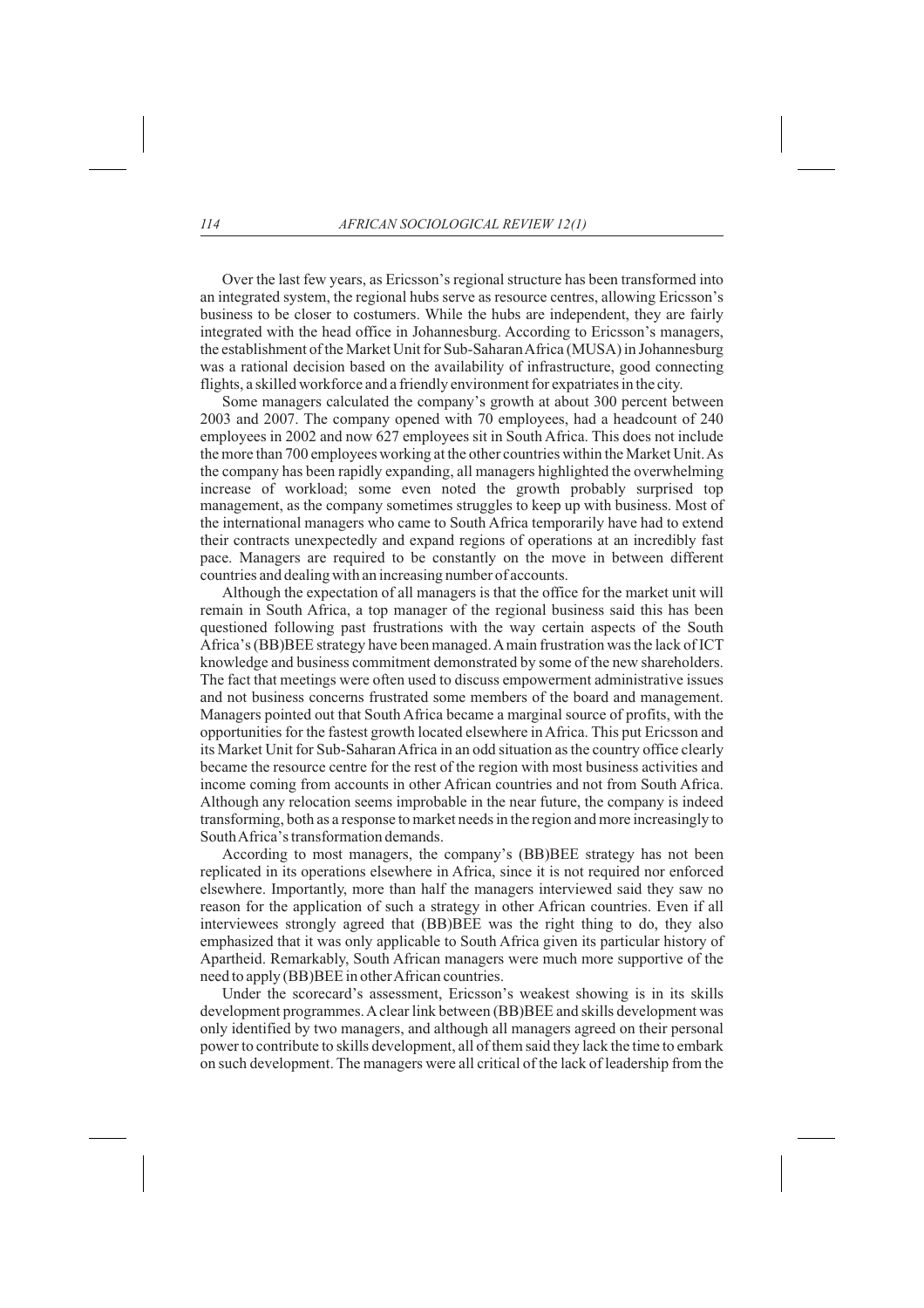Over the last few years, as Ericsson's regional structure has been transformed into an integrated system, the regional hubs serve as resource centres, allowing Ericsson's business to be closer to costumers. While the hubs are independent, they are fairly integrated with the head office in Johannesburg. According to Ericsson's managers, the establishment of the Market Unit for Sub-Saharan Africa (MUSA) in Johannesburg was a rational decision based on the availability of infrastructure, good connecting flights, a skilled workforce and a friendly environment for expatriates in the city.

Some managers calculated the company's growth at about 300 percent between 2003 and 2007. The company opened with 70 employees, had a headcount of 240 employees in 2002 and now 627 employees sit in South Africa. This does not include the more than 700 employees working at the other countries within the Market Unit. As the company has been rapidly expanding, all managers highlighted the overwhelming increase of workload; some even noted the growth probably surprised top management, as the company sometimes struggles to keep up with business. Most of the international managers who came to South Africa temporarily have had to extend their contracts unexpectedly and expand regions of operations at an incredibly fast pace. Managers are required to be constantly on the move in between different countries and dealing with an increasing number of accounts.

Although the expectation of all managers is that the office for the market unit will remain in South Africa, a top manager of the regional business said this has been questioned following past frustrations with the way certain aspects of the South Africa's (BB)BEE strategy have been managed. A main frustration was the lack of ICT knowledge and business commitment demonstrated by some of the new shareholders. The fact that meetings were often used to discuss empowerment administrative issues and not business concerns frustrated some members of the board and management. Managers pointed out that South Africa became a marginal source of profits, with the opportunities for the fastest growth located elsewhere in Africa. This put Ericsson and its Market Unit for Sub-Saharan Africa in an odd situation as the country office clearly became the resource centre for the rest of the region with most business activities and income coming from accounts in other African countries and not from South Africa. Although any relocation seems improbable in the near future, the company is indeed transforming, both as a response to market needs in the region and more increasingly to South Africa's transformation demands.

According to most managers, the company's (BB)BEE strategy has not been replicated in its operations elsewhere in Africa, since it is not required nor enforced elsewhere. Importantly, more than half the managers interviewed said they saw no reason for the application of such a strategy in other African countries. Even if all interviewees strongly agreed that (BB)BEE was the right thing to do, they also emphasized that it was only applicable to South Africa given its particular history of Apartheid. Remarkably, South African managers were much more supportive of the need to apply (BB)BEE in other African countries.

Under the scorecard's assessment, Ericsson's weakest showing is in its skills development programmes. A clear link between (BB)BEE and skills development was only identified by two managers, and although all managers agreed on their personal power to contribute to skills development, all of them said they lack the time to embark on such development. The managers were all critical of the lack of leadership from the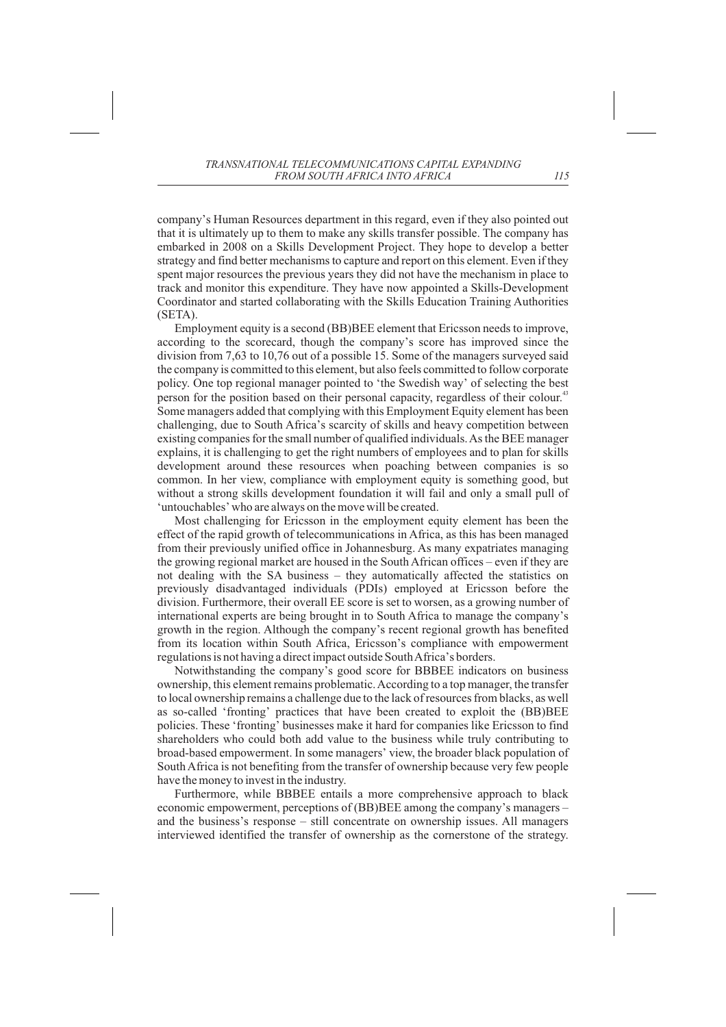company's Human Resources department in this regard, even if they also pointed out that it is ultimately up to them to make any skills transfer possible. The company has embarked in 2008 on a Skills Development Project. They hope to develop a better strategy and find better mechanisms to capture and report on this element. Even if they spent major resources the previous years they did not have the mechanism in place to track and monitor this expenditure. They have now appointed a Skills-Development Coordinator and started collaborating with the Skills Education Training Authorities (SETA).

Employment equity is a second (BB)BEE element that Ericsson needs to improve, according to the scorecard, though the company's score has improved since the division from 7,63 to 10,76 out of a possible 15. Some of the managers surveyed said the company is committed to this element, but also feels committed to follow corporate policy. One top regional manager pointed to 'the Swedish way' of selecting the best person for the position based on their personal capacity, regardless of their colour.[43] Some managers added that complying with this Employment Equity element has been challenging, due to South Africa's scarcity of skills and heavy competition between existing companies for the small number of qualified individuals. As the BEE manager explains, it is challenging to get the right numbers of employees and to plan for skills development around these resources when poaching between companies is so common. In her view, compliance with employment equity is something good, but without a strong skills development foundation it will fail and only a small pull of 'untouchables' who are always on the move will be created.

Most challenging for Ericsson in the employment equity element has been the effect of the rapid growth of telecommunications in Africa, as this has been managed from their previously unified office in Johannesburg. As many expatriates managing the growing regional market are housed in the South African offices – even if they are not dealing with the SA business – they automatically affected the statistics on previously disadvantaged individuals (PDIs) employed at Ericsson before the division. Furthermore, their overall EE score is set to worsen, as a growing number of international experts are being brought in to South Africa to manage the company's growth in the region. Although the company's recent regional growth has benefited from its location within South Africa, Ericsson's compliance with empowerment regulations is not having a direct impact outside South Africa's borders.

Notwithstanding the company's good score for BBBEE indicators on business ownership, this element remains problematic. According to a top manager, the transfer to local ownership remains a challenge due to the lack of resources from blacks, as well as so-called 'fronting' practices that have been created to exploit the (BB)BEE policies. These 'fronting' businesses make it hard for companies like Ericsson to find shareholders who could both add value to the business while truly contributing to broad-based empowerment. In some managers' view, the broader black population of South Africa is not benefiting from the transfer of ownership because very few people have the money to invest in the industry.

Furthermore, while BBBEE entails a more comprehensive approach to black economic empowerment, perceptions of (BB)BEE among the company's managers – and the business's response – still concentrate on ownership issues. All managers interviewed identified the transfer of ownership as the cornerstone of the strategy.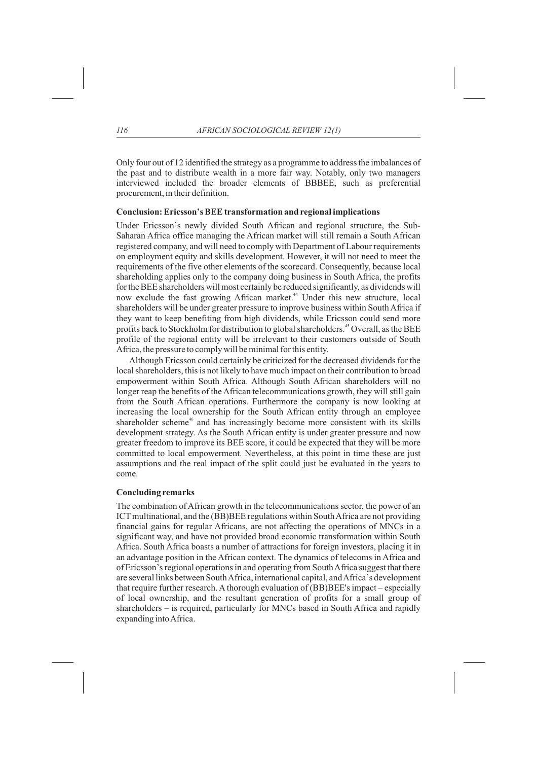Only four out of 12 identified the strategy as a programme to address the imbalances of the past and to distribute wealth in a more fair way. Notably, only two managers interviewed included the broader elements of BBBEE, such as preferential procurement, in their definition.

### Conclusion: Ericsson's BEE transformation and regional implications

Under Ericsson's newly divided South African and regional structure, the Sub-Saharan Africa office managing the African market will still remain a South African registered company, and will need to comply with Department of Labour requirements on employment equity and skills development. However, it will not need to meet the requirements of the five other elements of the scorecard. Consequently, because local shareholding applies only to the company doing business in South Africa, the profits for the BEE shareholders will most certainly be reduced significantly, as dividends will now exclude the fast growing African market.[44] Under this new structure, local shareholders will be under greater pressure to improve business within South Africa if they want to keep benefiting from high dividends, while Ericsson could send more profits back to Stockholm for distribution to global shareholders.[45] Overall, as the BEE profile of the regional entity will be irrelevant to their customers outside of South Africa, the pressure to comply will be minimal for this entity.

Although Ericsson could certainly be criticized for the decreased dividends for the local shareholders, this is not likely to have much impact on their contribution to broad empowerment within South Africa. Although South African shareholders will no longer reap the benefits of the African telecommunications growth, they will still gain from the South African operations. Furthermore the company is now looking at increasing the local ownership for the South African entity through an employee shareholder scheme[46] and has increasingly become more consistent with its skills development strategy. As the South African entity is under greater pressure and now greater freedom to improve its BEE score, it could be expected that they will be more committed to local empowerment. Nevertheless, at this point in time these are just assumptions and the real impact of the split could just be evaluated in the years to come.

### Concluding remarks

The combination of African growth in the telecommunications sector, the power of an ICT multinational, and the (BB)BEE regulations within South Africa are not providing financial gains for regular Africans, are not affecting the operations of MNCs in a significant way, and have not provided broad economic transformation within South Africa. South Africa boasts a number of attractions for foreign investors, placing it in an advantage position in the African context. The dynamics of telecoms in Africa and of Ericsson's regional operations in and operating from South Africa suggest that there are several links between South Africa, international capital, and Africa's development that require further research. A thorough evaluation of (BB)BEE's impact – especially of local ownership, and the resultant generation of profits for a small group of shareholders – is required, particularly for MNCs based in South Africa and rapidly expanding into Africa.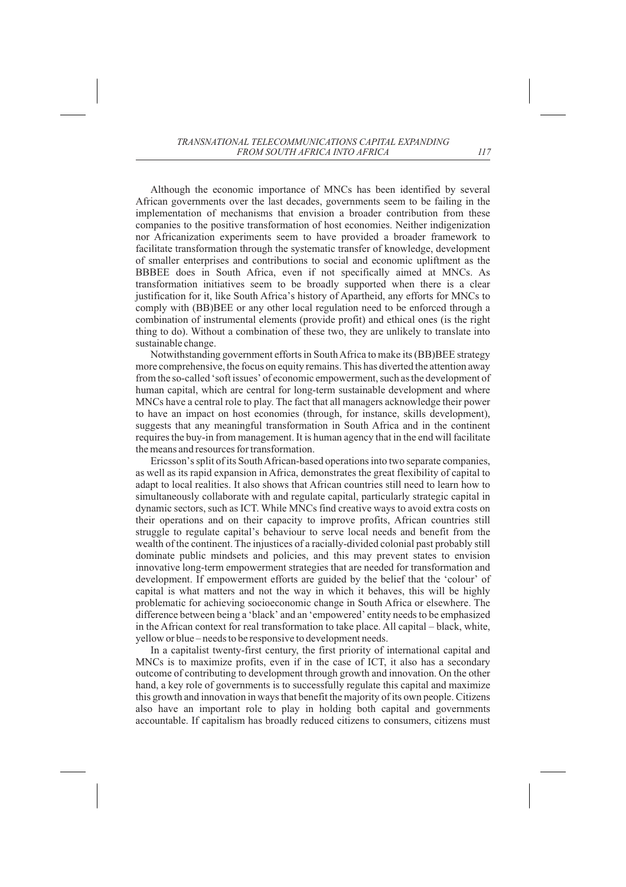Although the economic importance of MNCs has been identified by several African governments over the last decades, governments seem to be failing in the implementation of mechanisms that envision a broader contribution from these companies to the positive transformation of host economies. Neither indigenization nor Africanization experiments seem to have provided a broader framework to facilitate transformation through the systematic transfer of knowledge, development of smaller enterprises and contributions to social and economic upliftment as the BBBEE does in South Africa, even if not specifically aimed at MNCs. As transformation initiatives seem to be broadly supported when there is a clear justification for it, like South Africa's history of Apartheid, any efforts for MNCs to comply with (BB)BEE or any other local regulation need to be enforced through a combination of instrumental elements (provide profit) and ethical ones (is the right thing to do). Without a combination of these two, they are unlikely to translate into sustainable change.

Notwithstanding government efforts in South Africa to make its (BB)BEE strategy more comprehensive, the focus on equity remains. This has diverted the attention away from the so-called 'soft issues' of economic empowerment, such as the development of human capital, which are central for long-term sustainable development and where MNCs have a central role to play. The fact that all managers acknowledge their power to have an impact on host economies (through, for instance, skills development), suggests that any meaningful transformation in South Africa and in the continent requires the buy-in from management. It is human agency that in the end will facilitate the means and resources for transformation.

Ericsson's split of its South African-based operations into two separate companies, as well as its rapid expansion in Africa, demonstrates the great flexibility of capital to adapt to local realities. It also shows that African countries still need to learn how to simultaneously collaborate with and regulate capital, particularly strategic capital in dynamic sectors, such as ICT. While MNCs find creative ways to avoid extra costs on their operations and on their capacity to improve profits, African countries still struggle to regulate capital's behaviour to serve local needs and benefit from the wealth of the continent. The injustices of a racially-divided colonial past probably still dominate public mindsets and policies, and this may prevent states to envision innovative long-term empowerment strategies that are needed for transformation and development. If empowerment efforts are guided by the belief that the 'colour' of capital is what matters and not the way in which it behaves, this will be highly problematic for achieving socioeconomic change in South Africa or elsewhere. The difference between being a 'black' and an 'empowered' entity needs to be emphasized in the African context for real transformation to take place. All capital – black, white, yellow or blue – needs to be responsive to development needs.

In a capitalist twenty-first century, the first priority of international capital and MNCs is to maximize profits, even if in the case of ICT, it also has a secondary outcome of contributing to development through growth and innovation. On the other hand, a key role of governments is to successfully regulate this capital and maximize this growth and innovation in ways that benefit the majority of its own people. Citizens also have an important role to play in holding both capital and governments accountable. If capitalism has broadly reduced citizens to consumers, citizens must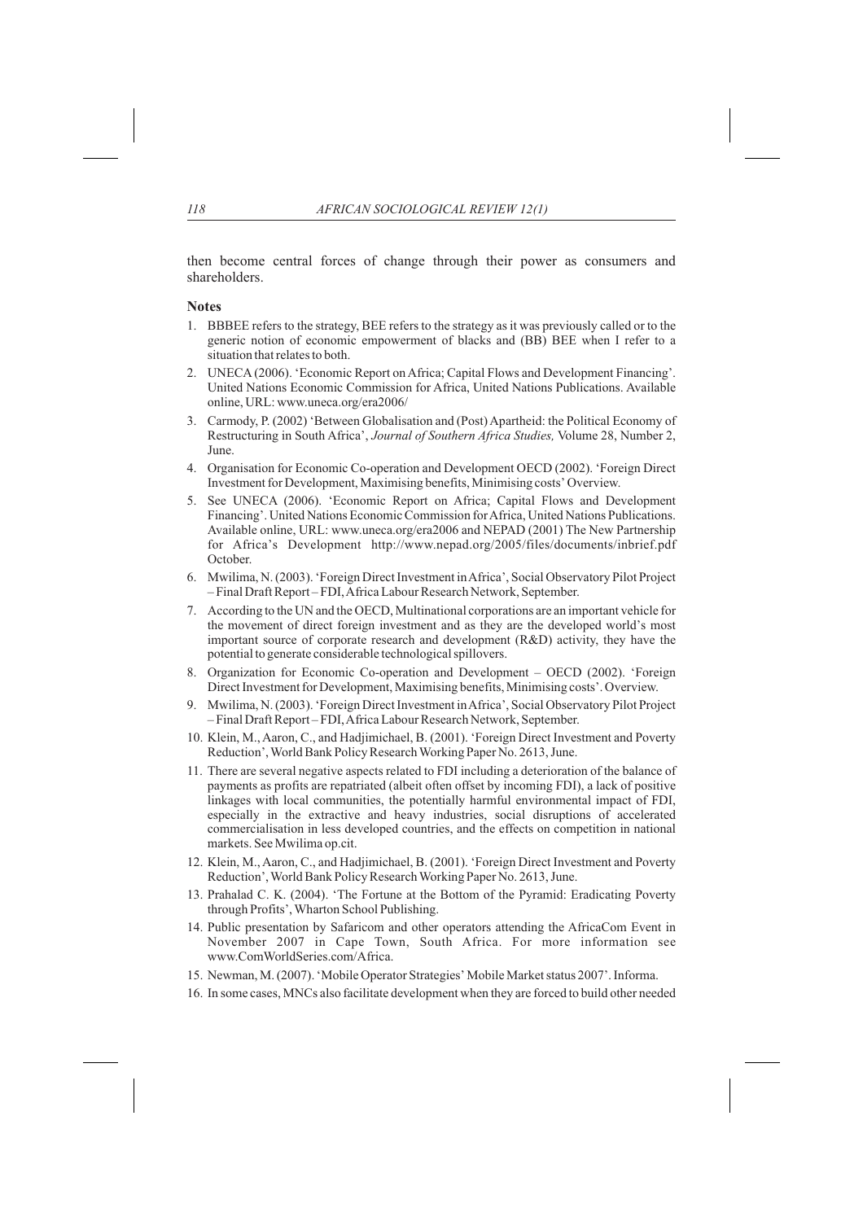then become central forces of change through their power as consumers and shareholders.

**Notes**

1. BBBEE refers to the strategy, BEE refers to the strategy as it was previously called or to the generic notion of economic empowerment of blacks and (BB) BEE when I refer to a situation that relates to both.
2. UNECA (2006). 'Economic Report on Africa; Capital Flows and Development Financing'. United Nations Economic Commission for Africa, United Nations Publications. Available online, URL: www.uneca.org/era2006/
3. Carmody, P. (2002) 'Between Globalisation and (Post) Apartheid: the Political Economy of Restructuring in South Africa', *Journal of Southern Africa Studies,* Volume 28, Number 2, June.
4. Organisation for Economic Co-operation and Development OECD (2002). 'Foreign Direct Investment for Development, Maximising benefits, Minimising costs' Overview.
5. See UNECA (2006). 'Economic Report on Africa; Capital Flows and Development Financing'. United Nations Economic Commission for Africa, United Nations Publications. Available online, URL: www.uneca.org/era2006 and NEPAD (2001) The New Partnership for Africa's Development http://www.nepad.org/2005/files/documents/inbrief.pdf October.
6. Mwilima, N. (2003). 'Foreign Direct Investment in Africa', Social Observatory Pilot Project – Final Draft Report – FDI, Africa Labour Research Network, September.
7. According to the UN and the OECD, Multinational corporations are an important vehicle for the movement of direct foreign investment and as they are the developed world's most important source of corporate research and development (R&D) activity, they have the potential to generate considerable technological spillovers.
8. Organization for Economic Co-operation and Development – OECD (2002). 'Foreign Direct Investment for Development, Maximising benefits, Minimising costs'. Overview.
9. Mwilima, N. (2003). 'Foreign Direct Investment in Africa', Social Observatory Pilot Project – Final Draft Report – FDI, Africa Labour Research Network, September.
10. Klein, M., Aaron, C., and Hadjimichael, B. (2001). 'Foreign Direct Investment and Poverty Reduction', World Bank Policy Research Working Paper No. 2613, June.
11. There are several negative aspects related to FDI including a deterioration of the balance of payments as profits are repatriated (albeit often offset by incoming FDI), a lack of positive linkages with local communities, the potentially harmful environmental impact of FDI, especially in the extractive and heavy industries, social disruptions of accelerated commercialisation in less developed countries, and the effects on competition in national markets. See Mwilima op.cit.
12. Klein, M., Aaron, C., and Hadjimichael, B. (2001). 'Foreign Direct Investment and Poverty Reduction', World Bank Policy Research Working Paper No. 2613, June.
13. Prahalad C. K. (2004). 'The Fortune at the Bottom of the Pyramid: Eradicating Poverty through Profits', Wharton School Publishing.
14. Public presentation by Safaricom and other operators attending the AfricaCom Event in November 2007 in Cape Town, South Africa. For more information see www.ComWorldSeries.com/Africa.
15. Newman, M. (2007). 'Mobile Operator Strategies' Mobile Market status 2007'. Informa.
16. In some cases, MNCs also facilitate development when they are forced to build other needed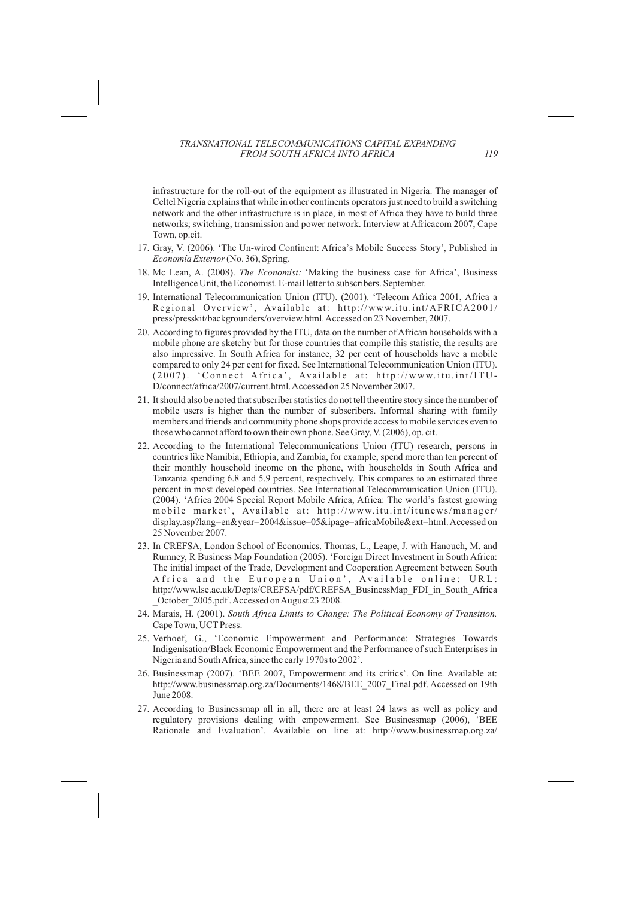infrastructure for the roll-out of the equipment as illustrated in Nigeria. The manager of Celtel Nigeria explains that while in other continents operators just need to build a switching network and the other infrastructure is in place, in most of Africa they have to build three networks; switching, transmission and power network. Interview at Africacom 2007, Cape Town, op.cit.

17. Gray, V. (2006). 'The Un-wired Continent: Africa's Mobile Success Story', Published in *Economía Exterior* (No. 36), Spring.
18. Mc Lean, A. (2008). *The Economist:* 'Making the business case for Africa', Business Intelligence Unit, the Economist. E-mail letter to subscribers. September.
19. International Telecommunication Union (ITU). (2001). 'Telecom Africa 2001, Africa a Regional Overview', Available at: http://www.itu.int/AFRICA2001/press/presskit/backgrounders/overview.html. Accessed on 23 November, 2007.
20. According to figures provided by the ITU, data on the number of African households with a mobile phone are sketchy but for those countries that compile this statistic, the results are also impressive. In South Africa for instance, 32 per cent of households have a mobile compared to only 24 per cent for fixed. See International Telecommunication Union (ITU). (2007). 'Connect Africa', Available at: http://www.itu.int/ITU-D/connect/africa/2007/current.html. Accessed on 25 November 2007.
21. It should also be noted that subscriber statistics do not tell the entire story since the number of mobile users is higher than the number of subscribers. Informal sharing with family members and friends and community phone shops provide access to mobile services even to those who cannot afford to own their own phone. See Gray, V. (2006), op. cit.
22. According to the International Telecommunications Union (ITU) research, persons in countries like Namibia, Ethiopia, and Zambia, for example, spend more than ten percent of their monthly household income on the phone, with households in South Africa and Tanzania spending 6.8 and 5.9 percent, respectively. This compares to an estimated three percent in most developed countries. See International Telecommunication Union (ITU). (2004). 'Africa 2004 Special Report Mobile Africa, Africa: The world's fastest growing mobile market', Available at: http://www.itu.int/itunews/manager/display.asp?lang=en&year=2004&issue=05&ipage=africaMobile&ext=html. Accessed on 25 November 2007.
23. In CREFSA, London School of Economics. Thomas, L., Leape, J. with Hanouch, M. and Rumney, R Business Map Foundation (2005). 'Foreign Direct Investment in South Africa: The initial impact of the Trade, Development and Cooperation Agreement between South Africa and the European Union', Available online: URL: http://www.lse.ac.uk/Depts/CREFSA/pdf/CREFSA_BusinessMap_FDI_in_South_Africa_October_2005.pdf . Accessed on August 23 2008.
24. Marais, H. (2001). *South Africa Limits to Change: The Political Economy of Transition.* Cape Town, UCT Press.
25. Verhoef, G., 'Economic Empowerment and Performance: Strategies Towards Indigenisation/Black Economic Empowerment and the Performance of such Enterprises in Nigeria and South Africa, since the early 1970s to 2002'.
26. Businessmap (2007). 'BEE 2007, Empowerment and its critics'. On line. Available at: http://www.businessmap.org.za/Documents/1468/BEE_2007_Final.pdf. Accessed on 19th June 2008.
27. According to Businessmap all in all, there are at least 24 laws as well as policy and regulatory provisions dealing with empowerment. See Businessmap (2006), 'BEE Rationale and Evaluation'. Available on line at: http://www.businessmap.org.za/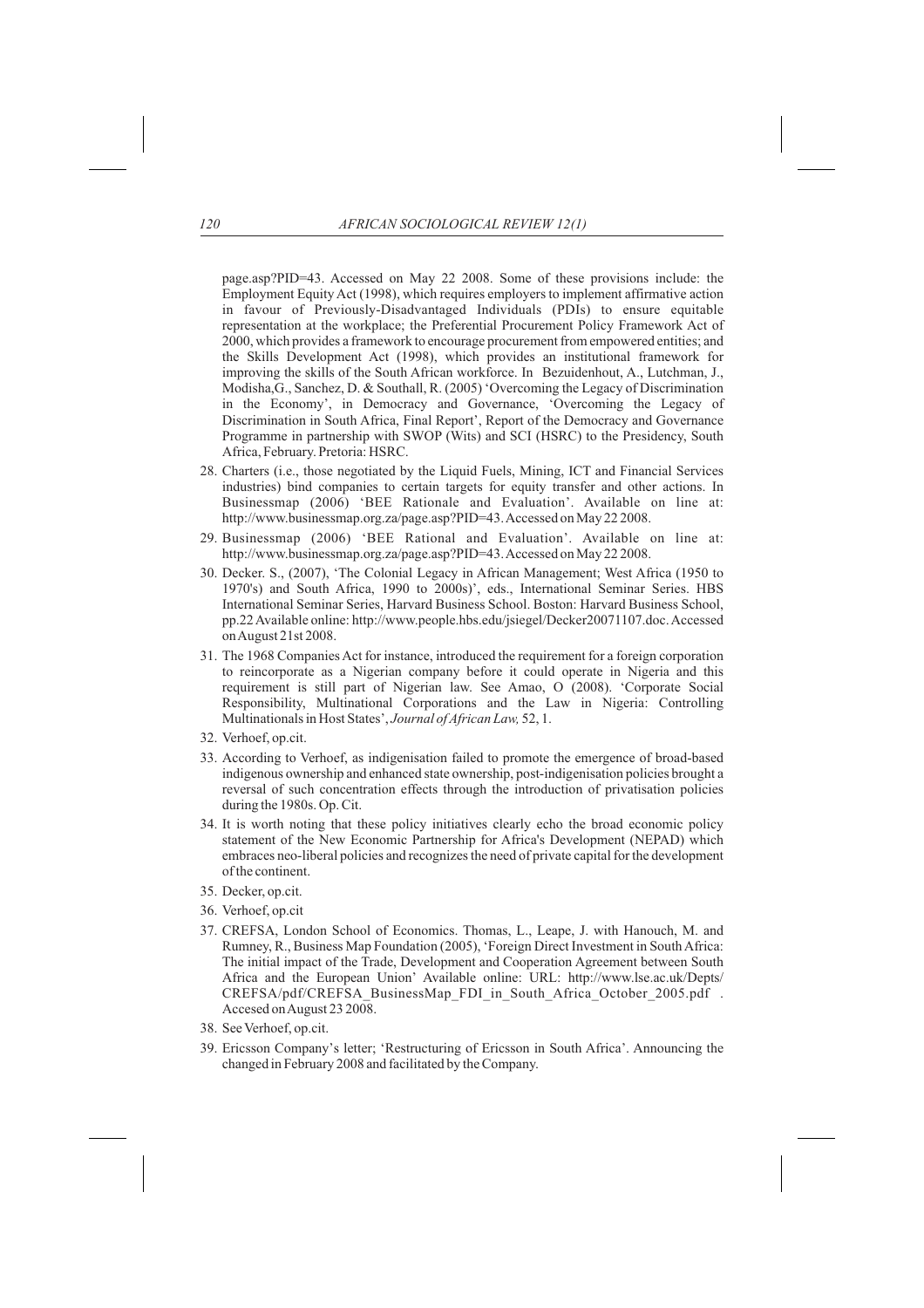page.asp?PID=43. Accessed on May 22 2008. Some of these provisions include: the Employment Equity Act (1998), which requires employers to implement affirmative action in favour of Previously-Disadvantaged Individuals (PDIs) to ensure equitable representation at the workplace; the Preferential Procurement Policy Framework Act of 2000, which provides a framework to encourage procurement from empowered entities; and the Skills Development Act (1998), which provides an institutional framework for improving the skills of the South African workforce. In Bezuidenhout, A., Lutchman, J., Modisha,G., Sanchez, D. & Southall, R. (2005) 'Overcoming the Legacy of Discrimination in the Economy', in Democracy and Governance, 'Overcoming the Legacy of Discrimination in South Africa, Final Report', Report of the Democracy and Governance Programme in partnership with SWOP (Wits) and SCI (HSRC) to the Presidency, South Africa, February. Pretoria: HSRC.

28. Charters (i.e., those negotiated by the Liquid Fuels, Mining, ICT and Financial Services industries) bind companies to certain targets for equity transfer and other actions. In Businessmap (2006) 'BEE Rationale and Evaluation'. Available on line at: http://www.businessmap.org.za/page.asp?PID=43. Accessed on May 22 2008.
29. Businessmap (2006) 'BEE Rational and Evaluation'. Available on line at: http://www.businessmap.org.za/page.asp?PID=43. Accessed on May 22 2008.
30. Decker. S., (2007), 'The Colonial Legacy in African Management; West Africa (1950 to 1970's) and South Africa, 1990 to 2000s)', eds., International Seminar Series. HBS International Seminar Series, Harvard Business School. Boston: Harvard Business School, pp.22 Available online: http://www.people.hbs.edu/jsiegel/Decker20071107.doc. Accessed on August 21st 2008.
31. The 1968 Companies Act for instance, introduced the requirement for a foreign corporation to reincorporate as a Nigerian company before it could operate in Nigeria and this requirement is still part of Nigerian law. See Amao, O (2008). 'Corporate Social Responsibility, Multinational Corporations and the Law in Nigeria: Controlling Multinationals in Host States', *Journal of African Law,* 52, 1.
32. Verhoef, op.cit.
33. According to Verhoef, as indigenisation failed to promote the emergence of broad-based indigenous ownership and enhanced state ownership, post-indigenisation policies brought a reversal of such concentration effects through the introduction of privatisation policies during the 1980s. Op. Cit.
34. It is worth noting that these policy initiatives clearly echo the broad economic policy statement of the New Economic Partnership for Africa's Development (NEPAD) which embraces neo-liberal policies and recognizes the need of private capital for the development of the continent.
35. Decker, op.cit.
36. Verhoef, op.cit
37. CREFSA, London School of Economics. Thomas, L., Leape, J. with Hanouch, M. and Rumney, R., Business Map Foundation (2005), 'Foreign Direct Investment in South Africa: The initial impact of the Trade, Development and Cooperation Agreement between South Africa and the European Union' Available online: URL: http://www.lse.ac.uk/Depts/CREFSA/pdf/CREFSA_BusinessMap_FDI_in_South_Africa_October_2005.pdf . Accesed on August 23 2008.
38. See Verhoef, op.cit.
39. Ericsson Company's letter; 'Restructuring of Ericsson in South Africa'. Announcing the changed in February 2008 and facilitated by the Company.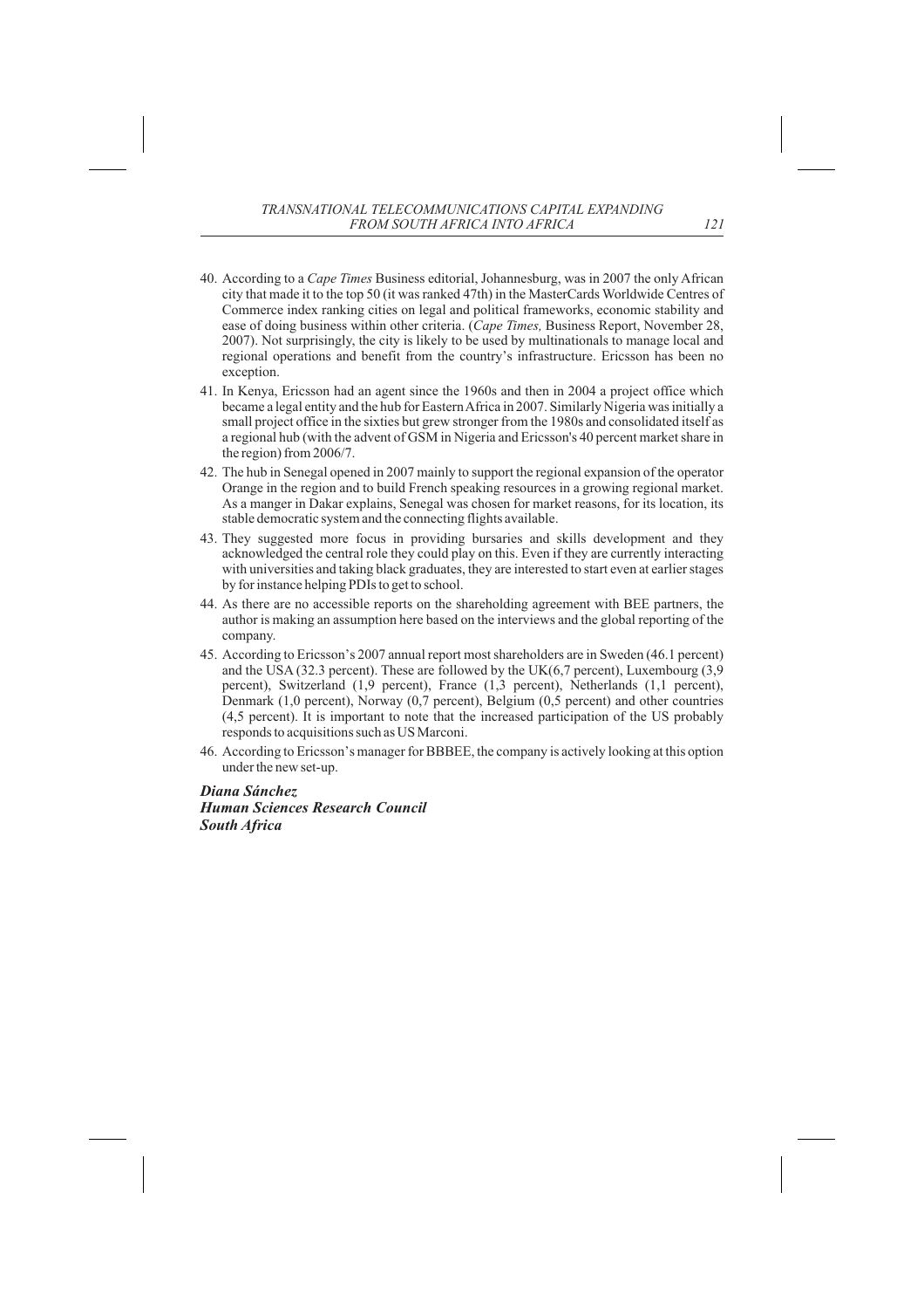40. According to a *Cape Times* Business editorial, Johannesburg, was in 2007 the only African city that made it to the top 50 (it was ranked 47th) in the MasterCards Worldwide Centres of Commerce index ranking cities on legal and political frameworks, economic stability and ease of doing business within other criteria. (*Cape Times,* Business Report, November 28, 2007). Not surprisingly, the city is likely to be used by multinationals to manage local and regional operations and benefit from the country's infrastructure. Ericsson has been no exception.
41. In Kenya, Ericsson had an agent since the 1960s and then in 2004 a project office which became a legal entity and the hub for Eastern Africa in 2007. Similarly Nigeria was initially a small project office in the sixties but grew stronger from the 1980s and consolidated itself as a regional hub (with the advent of GSM in Nigeria and Ericsson's 40 percent market share in the region) from 2006/7.
42. The hub in Senegal opened in 2007 mainly to support the regional expansion of the operator Orange in the region and to build French speaking resources in a growing regional market. As a manger in Dakar explains, Senegal was chosen for market reasons, for its location, its stable democratic system and the connecting flights available.
43. They suggested more focus in providing bursaries and skills development and they acknowledged the central role they could play on this. Even if they are currently interacting with universities and taking black graduates, they are interested to start even at earlier stages by for instance helping PDIs to get to school.
44. As there are no accessible reports on the shareholding agreement with BEE partners, the author is making an assumption here based on the interviews and the global reporting of the company.
45. According to Ericsson's 2007 annual report most shareholders are in Sweden (46.1 percent) and the USA (32.3 percent). These are followed by the UK(6,7 percent), Luxembourg (3,9 percent), Switzerland (1,9 percent), France (1,3 percent), Netherlands (1,1 percent), Denmark (1,0 percent), Norway (0,7 percent), Belgium (0,5 percent) and other countries (4,5 percent). It is important to note that the increased participation of the US probably responds to acquisitions such as US Marconi.
46. According to Ericsson's manager for BBBEE, the company is actively looking at this option under the new set-up.

***Diana Sánchez***
***Human Sciences Research Council***
***South Africa***